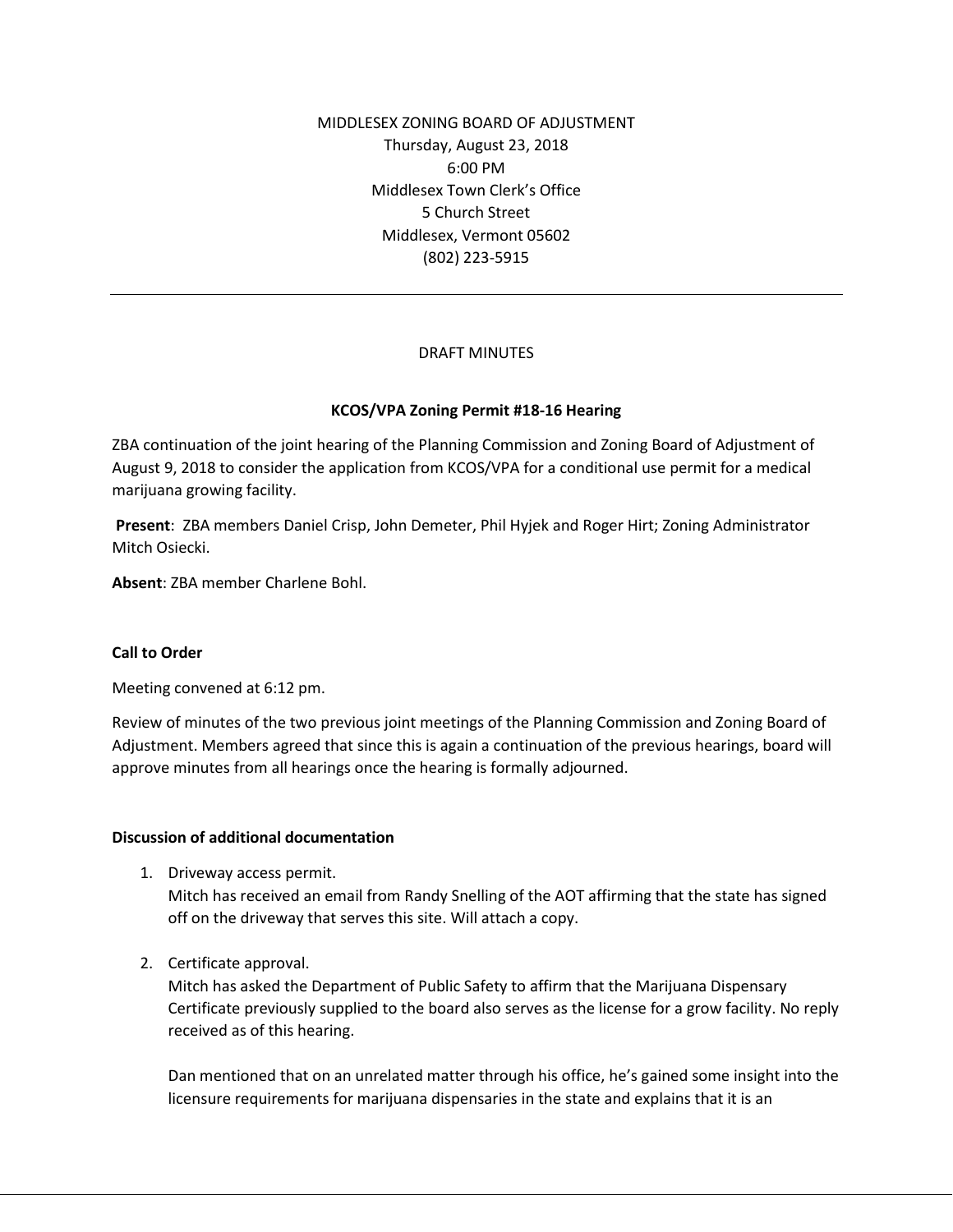MIDDLESEX ZONING BOARD OF ADJUSTMENT
Thursday, August 23, 2018
6:00 PM
Middlesex Town Clerk's Office
5 Church Street
Middlesex, Vermont 05602
(802) 223-5915

---

DRAFT MINUTES

**KCOS/VPA Zoning Permit #18-16 Hearing**

ZBA continuation of the joint hearing of the Planning Commission and Zoning Board of Adjustment of August 9, 2018 to consider the application from KCOS/VPA for a conditional use permit for a medical marijuana growing facility.

**Present**: ZBA members Daniel Crisp, John Demeter, Phil Hyjek and Roger Hirt; Zoning Administrator Mitch Osiecki.

**Absent**: ZBA member Charlene Bohl.

**Call to Order**

Meeting convened at 6:12 pm.

Review of minutes of the two previous joint meetings of the Planning Commission and Zoning Board of Adjustment. Members agreed that since this is again a continuation of the previous hearings, board will approve minutes from all hearings once the hearing is formally adjourned.

**Discussion of additional documentation**

1. Driveway access permit.
   Mitch has received an email from Randy Snelling of the AOT affirming that the state has signed off on the driveway that serves this site. Will attach a copy.

2. Certificate approval.
   Mitch has asked the Department of Public Safety to affirm that the Marijuana Dispensary Certificate previously supplied to the board also serves as the license for a grow facility. No reply received as of this hearing.

   Dan mentioned that on an unrelated matter through his office, he's gained some insight into the licensure requirements for marijuana dispensaries in the state and explains that it is an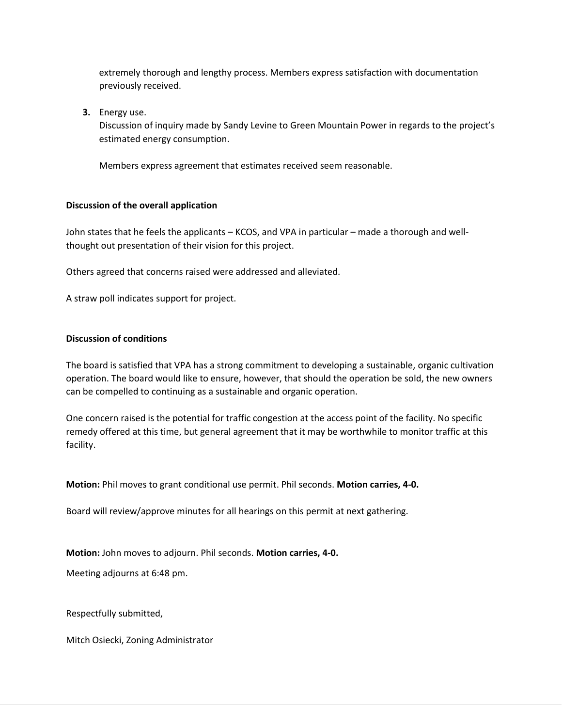extremely thorough and lengthy process. Members express satisfaction with documentation previously received.

3. Energy use.
   Discussion of inquiry made by Sandy Levine to Green Mountain Power in regards to the project's estimated energy consumption.

   Members express agreement that estimates received seem reasonable.

**Discussion of the overall application**

John states that he feels the applicants – KCOS, and VPA in particular – made a thorough and well-thought out presentation of their vision for this project.

Others agreed that concerns raised were addressed and alleviated.

A straw poll indicates support for project.

**Discussion of conditions**

The board is satisfied that VPA has a strong commitment to developing a sustainable, organic cultivation operation. The board would like to ensure, however, that should the operation be sold, the new owners can be compelled to continuing as a sustainable and organic operation.

One concern raised is the potential for traffic congestion at the access point of the facility. No specific remedy offered at this time, but general agreement that it may be worthwhile to monitor traffic at this facility.

**Motion:** Phil moves to grant conditional use permit. Phil seconds. **Motion carries, 4-0.**

Board will review/approve minutes for all hearings on this permit at next gathering.

**Motion:** John moves to adjourn. Phil seconds. **Motion carries, 4-0.**

Meeting adjourns at 6:48 pm.

Respectfully submitted,

Mitch Osiecki, Zoning Administrator